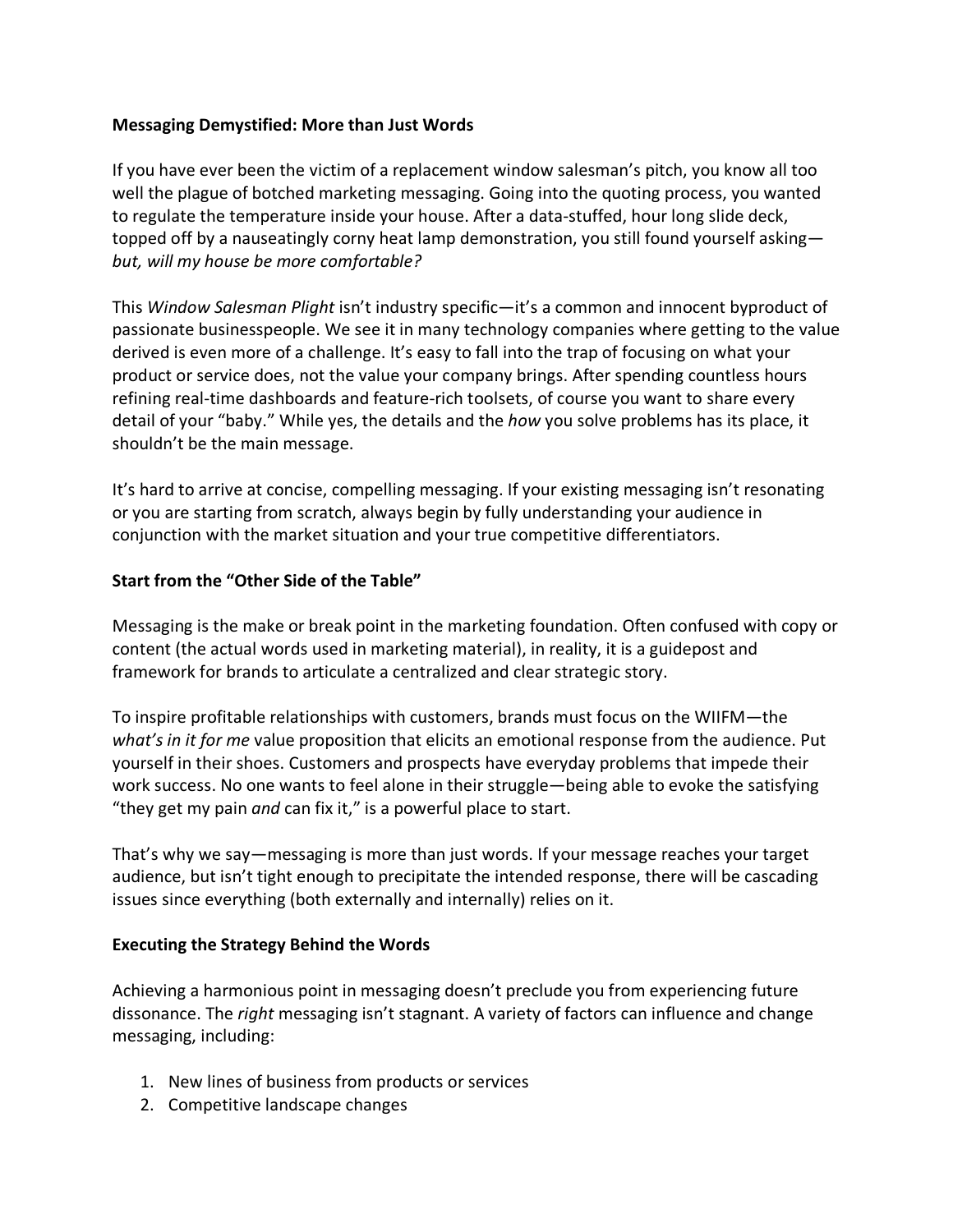## Messaging Demystified: More than Just Words

If you have ever been the victim of a replacement window salesman's pitch, you know all too well the plague of botched marketing messaging. Going into the quoting process, you wanted to regulate the temperature inside your house. After a data-stuffed, hour long slide deck, topped off by a nauseatingly corny heat lamp demonstration, you still found yourself asking—*but, will my house be more comfortable?*

This *Window Salesman Plight* isn't industry specific—it's a common and innocent byproduct of passionate businesspeople. We see it in many technology companies where getting to the value derived is even more of a challenge. It's easy to fall into the trap of focusing on what your product or service does, not the value your company brings. After spending countless hours refining real-time dashboards and feature-rich toolsets, of course you want to share every detail of your "baby." While yes, the details and the *how* you solve problems has its place, it shouldn't be the main message.

It's hard to arrive at concise, compelling messaging. If your existing messaging isn't resonating or you are starting from scratch, always begin by fully understanding your audience in conjunction with the market situation and your true competitive differentiators.

### Start from the "Other Side of the Table"

Messaging is the make or break point in the marketing foundation. Often confused with copy or content (the actual words used in marketing material), in reality, it is a guidepost and framework for brands to articulate a centralized and clear strategic story.

To inspire profitable relationships with customers, brands must focus on the WIIFM—the *what's in it for me* value proposition that elicits an emotional response from the audience. Put yourself in their shoes. Customers and prospects have everyday problems that impede their work success. No one wants to feel alone in their struggle—being able to evoke the satisfying "they get my pain *and* can fix it," is a powerful place to start.

That's why we say—messaging is more than just words. If your message reaches your target audience, but isn't tight enough to precipitate the intended response, there will be cascading issues since everything (both externally and internally) relies on it.

### Executing the Strategy Behind the Words

Achieving a harmonious point in messaging doesn't preclude you from experiencing future dissonance. The *right* messaging isn't stagnant. A variety of factors can influence and change messaging, including:

1. New lines of business from products or services
2. Competitive landscape changes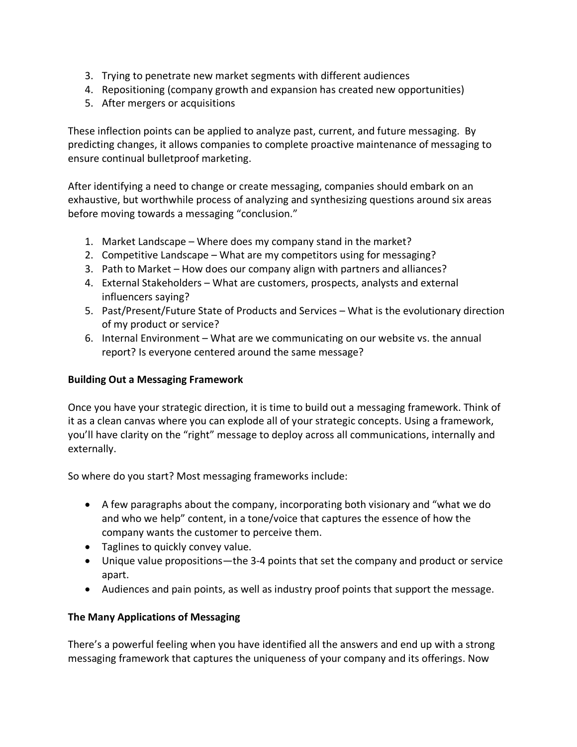3. Trying to penetrate new market segments with different audiences
4. Repositioning (company growth and expansion has created new opportunities)
5. After mergers or acquisitions

These inflection points can be applied to analyze past, current, and future messaging. By predicting changes, it allows companies to complete proactive maintenance of messaging to ensure continual bulletproof marketing.

After identifying a need to change or create messaging, companies should embark on an exhaustive, but worthwhile process of analyzing and synthesizing questions around six areas before moving towards a messaging "conclusion."

1. Market Landscape – Where does my company stand in the market?
2. Competitive Landscape – What are my competitors using for messaging?
3. Path to Market – How does our company align with partners and alliances?
4. External Stakeholders – What are customers, prospects, analysts and external influencers saying?
5. Past/Present/Future State of Products and Services – What is the evolutionary direction of my product or service?
6. Internal Environment – What are we communicating on our website vs. the annual report? Is everyone centered around the same message?

**Building Out a Messaging Framework**

Once you have your strategic direction, it is time to build out a messaging framework. Think of it as a clean canvas where you can explode all of your strategic concepts. Using a framework, you'll have clarity on the "right" message to deploy across all communications, internally and externally.

So where do you start? Most messaging frameworks include:

- A few paragraphs about the company, incorporating both visionary and "what we do and who we help" content, in a tone/voice that captures the essence of how the company wants the customer to perceive them.
- Taglines to quickly convey value.
- Unique value propositions—the 3-4 points that set the company and product or service apart.
- Audiences and pain points, as well as industry proof points that support the message.

**The Many Applications of Messaging**

There's a powerful feeling when you have identified all the answers and end up with a strong messaging framework that captures the uniqueness of your company and its offerings. Now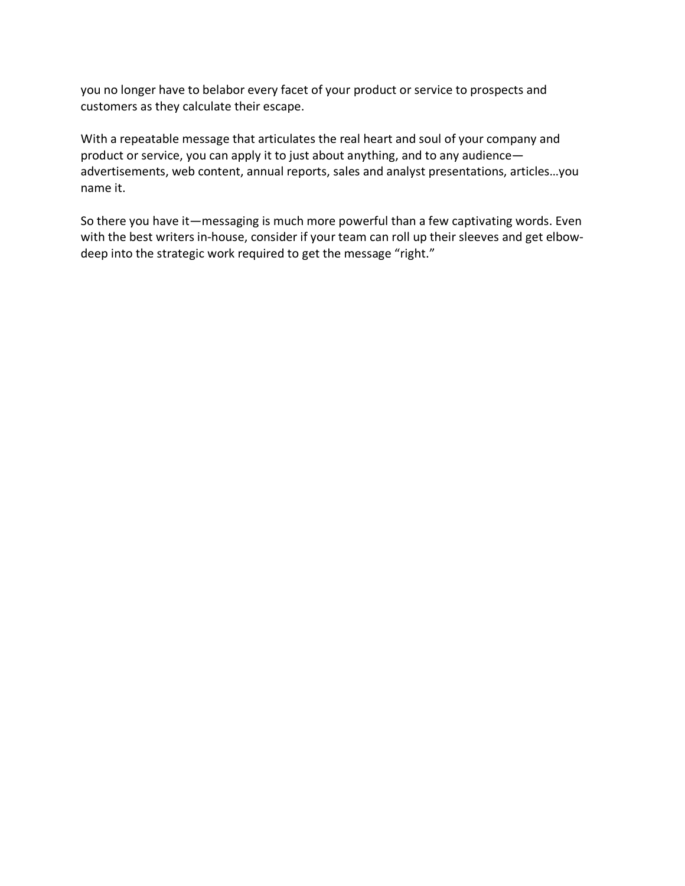you no longer have to belabor every facet of your product or service to prospects and customers as they calculate their escape.

With a repeatable message that articulates the real heart and soul of your company and product or service, you can apply it to just about anything, and to any audience—advertisements, web content, annual reports, sales and analyst presentations, articles…you name it.

So there you have it—messaging is much more powerful than a few captivating words. Even with the best writers in-house, consider if your team can roll up their sleeves and get elbow-deep into the strategic work required to get the message "right."